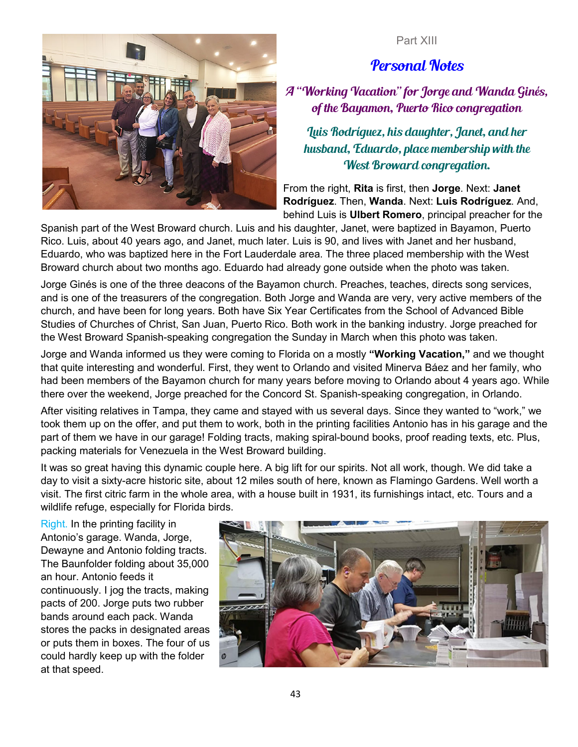Part XIII

# Personal Notes

## A "Working Vacation" for Jorge and Wanda Ginés, of the Bayamon, Puerto Rico congregation

### Luis Rodríguez, his daughter, Janet, and her husband, Eduardo, place membership with the West Broward congregation.

From the right, **Rita** is first, then **Jorge**. Next: **Janet Rodríguez**. Then, **Wanda**. Next: **Luis Rodríguez**. And, behind Luis is **Ulbert Romero**, principal preacher for the Spanish part of the West Broward church. Luis and his daughter, Janet, were baptized in Bayamon, Puerto Rico. Luis, about 40 years ago, and Janet, much later. Luis is 90, and lives with Janet and her husband, Eduardo, who was baptized here in the Fort Lauderdale area. The three placed membership with the West Broward church about two months ago. Eduardo had already gone outside when the photo was taken.

Jorge Ginés is one of the three deacons of the Bayamon church. Preaches, teaches, directs song services, and is one of the treasurers of the congregation. Both Jorge and Wanda are very, very active members of the church, and have been for long years. Both have Six Year Certificates from the School of Advanced Bible Studies of Churches of Christ, San Juan, Puerto Rico. Both work in the banking industry. Jorge preached for the West Broward Spanish-speaking congregation the Sunday in March when this photo was taken.

Jorge and Wanda informed us they were coming to Florida on a mostly **"Working Vacation,"** and we thought that quite interesting and wonderful. First, they went to Orlando and visited Minerva Báez and her family, who had been members of the Bayamon church for many years before moving to Orlando about 4 years ago. While there over the weekend, Jorge preached for the Concord St. Spanish-speaking congregation, in Orlando.

After visiting relatives in Tampa, they came and stayed with us several days. Since they wanted to "work," we took them up on the offer, and put them to work, both in the printing facilities Antonio has in his garage and the part of them we have in our garage! Folding tracts, making spiral-bound books, proof reading texts, etc. Plus, packing materials for Venezuela in the West Broward building.

It was so great having this dynamic couple here. A big lift for our spirits. Not all work, though. We did take a day to visit a sixty-acre historic site, about 12 miles south of here, known as Flamingo Gardens. Well worth a visit. The first citric farm in the whole area, with a house built in 1931, its furnishings intact, etc. Tours and a wildlife refuge, especially for Florida birds.

Right. In the printing facility in Antonio's garage. Wanda, Jorge, Dewayne and Antonio folding tracts. The Baunfolder folding about 35,000 an hour. Antonio feeds it continuously. I jog the tracts, making pacts of 200. Jorge puts two rubber bands around each pack. Wanda stores the packs in designated areas or puts them in boxes. The four of us could hardly keep up with the folder at that speed.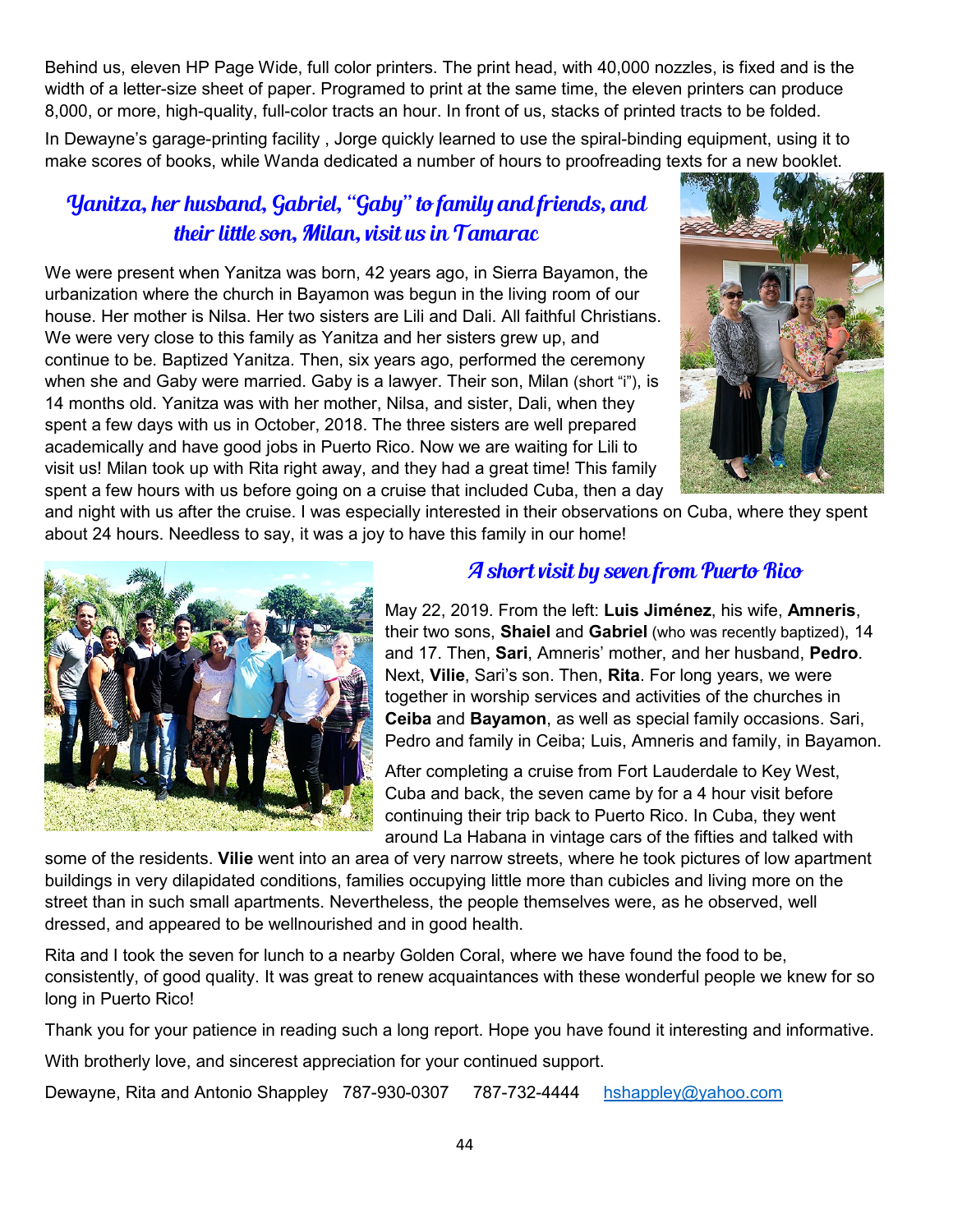Behind us, eleven HP Page Wide, full color printers. The print head, with 40,000 nozzles, is fixed and is the width of a letter-size sheet of paper. Programed to print at the same time, the eleven printers can produce 8,000, or more, high-quality, full-color tracts an hour. In front of us, stacks of printed tracts to be folded.

In Dewayne's garage-printing facility , Jorge quickly learned to use the spiral-binding equipment, using it to make scores of books, while Wanda dedicated a number of hours to proofreading texts for a new booklet.

## *Yanitza, her husband, Gabriel, "Gaby" to family and friends, and their little son, Milan, visit us in Tamarac*

We were present when Yanitza was born, 42 years ago, in Sierra Bayamon, the urbanization where the church in Bayamon was begun in the living room of our house. Her mother is Nilsa. Her two sisters are Lili and Dali. All faithful Christians. We were very close to this family as Yanitza and her sisters grew up, and continue to be. Baptized Yanitza. Then, six years ago, performed the ceremony when she and Gaby were married. Gaby is a lawyer. Their son, Milan (short "i"), is 14 months old. Yanitza was with her mother, Nilsa, and sister, Dali, when they spent a few days with us in October, 2018. The three sisters are well prepared academically and have good jobs in Puerto Rico. Now we are waiting for Lili to visit us! Milan took up with Rita right away, and they had a great time! This family spent a few hours with us before going on a cruise that included Cuba, then a day and night with us after the cruise. I was especially interested in their observations on Cuba, where they spent about 24 hours. Needless to say, it was a joy to have this family in our home!

## *A short visit by seven from Puerto Rico*

May 22, 2019. From the left: **Luis Jiménez**, his wife, **Amneris**, their two sons, **Shaiel** and **Gabriel** (who was recently baptized), 14 and 17. Then, **Sari**, Amneris' mother, and her husband, **Pedro**. Next, **Vilie**, Sari's son. Then, **Rita**. For long years, we were together in worship services and activities of the churches in **Ceiba** and **Bayamon**, as well as special family occasions. Sari, Pedro and family in Ceiba; Luis, Amneris and family, in Bayamon.

After completing a cruise from Fort Lauderdale to Key West, Cuba and back, the seven came by for a 4 hour visit before continuing their trip back to Puerto Rico. In Cuba, they went around La Habana in vintage cars of the fifties and talked with some of the residents. **Vilie** went into an area of very narrow streets, where he took pictures of low apartment buildings in very dilapidated conditions, families occupying little more than cubicles and living more on the street than in such small apartments. Nevertheless, the people themselves were, as he observed, well dressed, and appeared to be wellnourished and in good health.

Rita and I took the seven for lunch to a nearby Golden Coral, where we have found the food to be, consistently, of good quality. It was great to renew acquaintances with these wonderful people we knew for so long in Puerto Rico!

Thank you for your patience in reading such a long report. Hope you have found it interesting and informative.

With brotherly love, and sincerest appreciation for your continued support.

Dewayne, Rita and Antonio Shappley 787-930-0307 787-732-4444 hshappley@yahoo.com